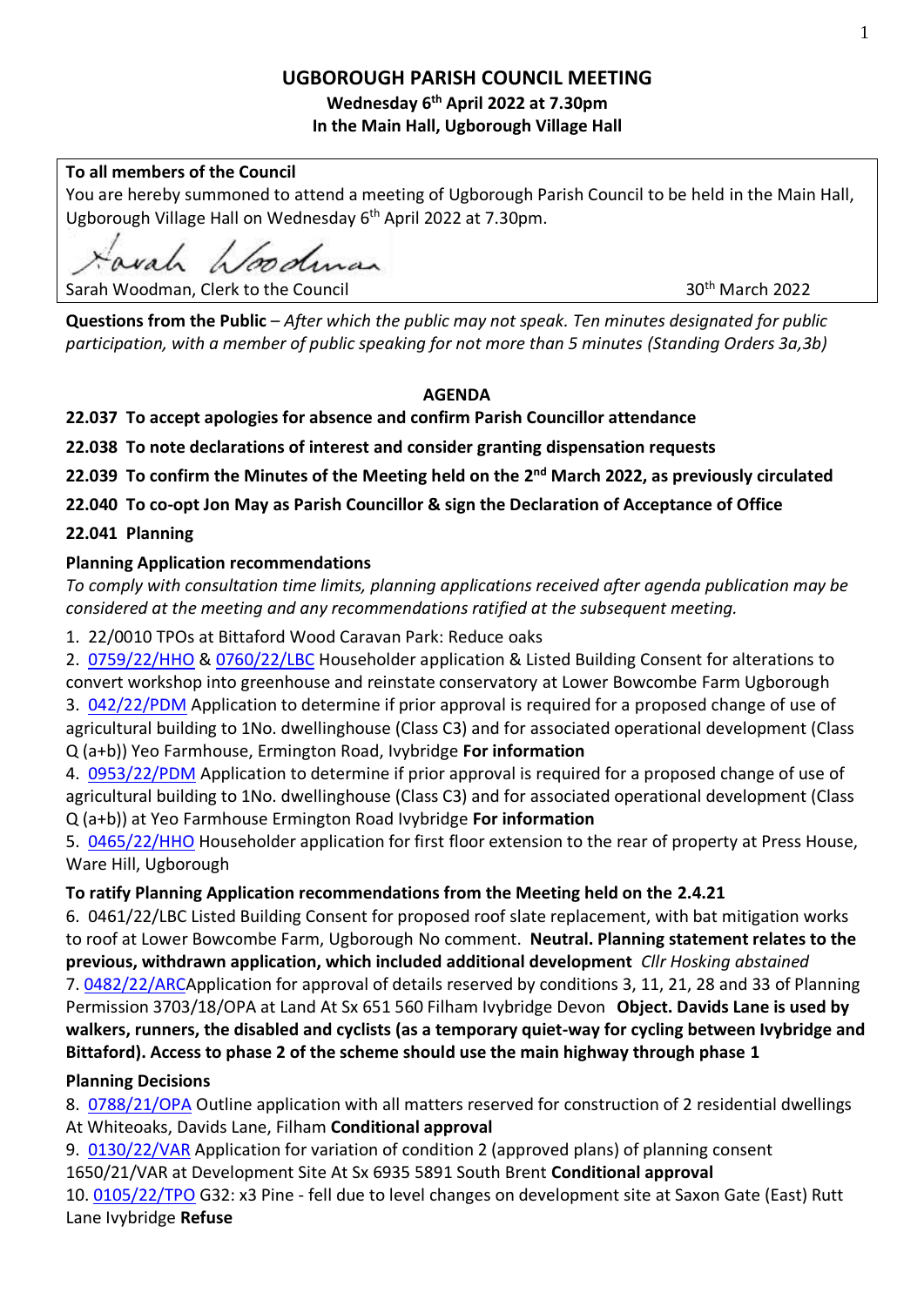# UGBOROUGH PARISH COUNCIL MEETING

**Wednesday 6th April 2022 at 7.30pm**
**In the Main Hall, Ugborough Village Hall**

**To all members of the Council**
You are hereby summoned to attend a meeting of Ugborough Parish Council to be held in the Main Hall, Ugborough Village Hall on Wednesday 6th April 2022 at 7.30pm.

Sarah Woodman

Sarah Woodman, Clerk to the Council 30th March 2022

**Questions from the Public** – *After which the public may not speak. Ten minutes designated for public participation, with a member of public speaking for not more than 5 minutes (Standing Orders 3a,3b)*

## AGENDA

**22.037 To accept apologies for absence and confirm Parish Councillor attendance**

**22.038 To note declarations of interest and consider granting dispensation requests**

**22.039 To confirm the Minutes of the Meeting held on the 2nd March 2022, as previously circulated**

**22.040 To co-opt Jon May as Parish Councillor & sign the Declaration of Acceptance of Office**

**22.041 Planning**

**Planning Application recommendations**

*To comply with consultation time limits, planning applications received after agenda publication may be considered at the meeting and any recommendations ratified at the subsequent meeting.*

1. 22/0010 TPOs at Bittaford Wood Caravan Park: Reduce oaks
2. 0759/22/HHO & 0760/22/LBC Householder application & Listed Building Consent for alterations to convert workshop into greenhouse and reinstate conservatory at Lower Bowcombe Farm Ugborough
3. 042/22/PDM Application to determine if prior approval is required for a proposed change of use of agricultural building to 1No. dwellinghouse (Class C3) and for associated operational development (Class Q (a+b)) Yeo Farmhouse, Ermington Road, Ivybridge **For information**
4. 0953/22/PDM Application to determine if prior approval is required for a proposed change of use of agricultural building to 1No. dwellinghouse (Class C3) and for associated operational development (Class Q (a+b)) at Yeo Farmhouse Ermington Road Ivybridge **For information**
5. 0465/22/HHO Householder application for first floor extension to the rear of property at Press House, Ware Hill, Ugborough

**To ratify Planning Application recommendations from the Meeting held on the 2.4.21**

6. 0461/22/LBC Listed Building Consent for proposed roof slate replacement, with bat mitigation works to roof at Lower Bowcombe Farm, Ugborough No comment. **Neutral. Planning statement relates to the previous, withdrawn application, which included additional development** *Cllr Hosking abstained*
7. 0482/22/ARCApplication for approval of details reserved by conditions 3, 11, 21, 28 and 33 of Planning Permission 3703/18/OPA at Land At Sx 651 560 Filham Ivybridge Devon **Object. Davids Lane is used by walkers, runners, the disabled and cyclists (as a temporary quiet-way for cycling between Ivybridge and Bittaford). Access to phase 2 of the scheme should use the main highway through phase 1**

**Planning Decisions**

8. 0788/21/OPA Outline application with all matters reserved for construction of 2 residential dwellings At Whiteoaks, Davids Lane, Filham **Conditional approval**
9. 0130/22/VAR Application for variation of condition 2 (approved plans) of planning consent 1650/21/VAR at Development Site At Sx 6935 5891 South Brent **Conditional approval**
10. 0105/22/TPO G32: x3 Pine - fell due to level changes on development site at Saxon Gate (East) Rutt Lane Ivybridge **Refuse**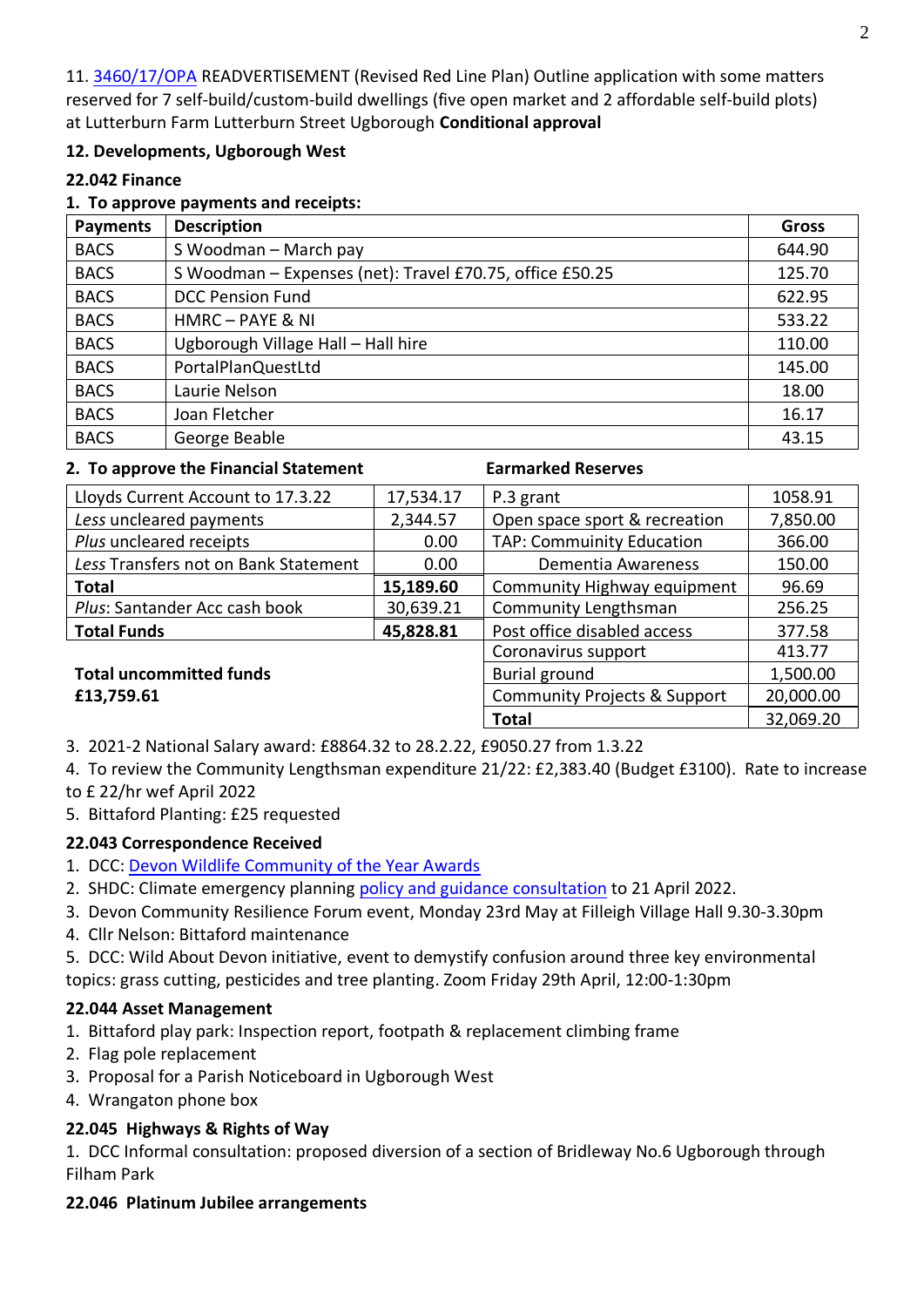11. [3460/17/OPA](3460/17/OPA) READVERTISEMENT (Revised Red Line Plan) Outline application with some matters reserved for 7 self-build/custom-build dwellings (five open market and 2 affordable self-build plots) at Lutterburn Farm Lutterburn Street Ugborough **Conditional approval**

**12. Developments, Ugborough West**

**22.042 Finance**

**1. To approve payments and receipts:**

| Payments | Description | Gross |
|---|---|---|
| BACS | S Woodman – March pay | 644.90 |
| BACS | S Woodman – Expenses (net): Travel £70.75, office £50.25 | 125.70 |
| BACS | DCC Pension Fund | 622.95 |
| BACS | HMRC – PAYE & NI | 533.22 |
| BACS | Ugborough Village Hall – Hall hire | 110.00 |
| BACS | PortalPlanQuestLtd | 145.00 |
| BACS | Laurie Nelson | 18.00 |
| BACS | Joan Fletcher | 16.17 |
| BACS | George Beable | 43.15 |

**2. To approve the Financial Statement**

| | |
|---|---|
| Lloyds Current Account to 17.3.22 | 17,534.17 |
| *Less* uncleared payments | 2,344.57 |
| *Plus* uncleared receipts | 0.00 |
| *Less* Transfers not on Bank Statement | 0.00 |
| **Total** | **15,189.60** |
| *Plus*: Santander Acc cash book | 30,639.21 |
| **Total Funds** | **45,828.81** |

**Total uncommitted funds £13,759.61**

**Earmarked Reserves**

| | |
|---|---|
| P.3 grant | 1058.91 |
| Open space sport & recreation | 7,850.00 |
| TAP: Community Education | 366.00 |
| Dementia Awareness | 150.00 |
| Community Highway equipment | 96.69 |
| Community Lengthsman | 256.25 |
| Post office disabled access | 377.58 |
| Coronavirus support | 413.77 |
| Burial ground | 1,500.00 |
| Community Projects & Support | 20,000.00 |
| **Total** | 32,069.20 |

3. 2021-2 National Salary award: £8864.32 to 28.2.22, £9050.27 from 1.3.22
4. To review the Community Lengthsman expenditure 21/22: £2,383.40 (Budget £3100). Rate to increase to £ 22/hr wef April 2022
5. Bittaford Planting: £25 requested

**22.043 Correspondence Received**

1. DCC: [Devon Wildlife Community of the Year Awards]
2. SHDC: Climate emergency planning [policy and guidance consultation] to 21 April 2022.
3. Devon Community Resilience Forum event, Monday 23rd May at Filleigh Village Hall 9.30-3.30pm
4. Cllr Nelson: Bittaford maintenance
5. DCC: Wild About Devon initiative, event to demystify confusion around three key environmental topics: grass cutting, pesticides and tree planting. Zoom Friday 29th April, 12:00-1:30pm

**22.044 Asset Management**

1. Bittaford play park: Inspection report, footpath & replacement climbing frame
2. Flag pole replacement
3. Proposal for a Parish Noticeboard in Ugborough West
4. Wrangaton phone box

**22.045 Highways & Rights of Way**

1. DCC Informal consultation: proposed diversion of a section of Bridleway No.6 Ugborough through Filham Park

**22.046 Platinum Jubilee arrangements**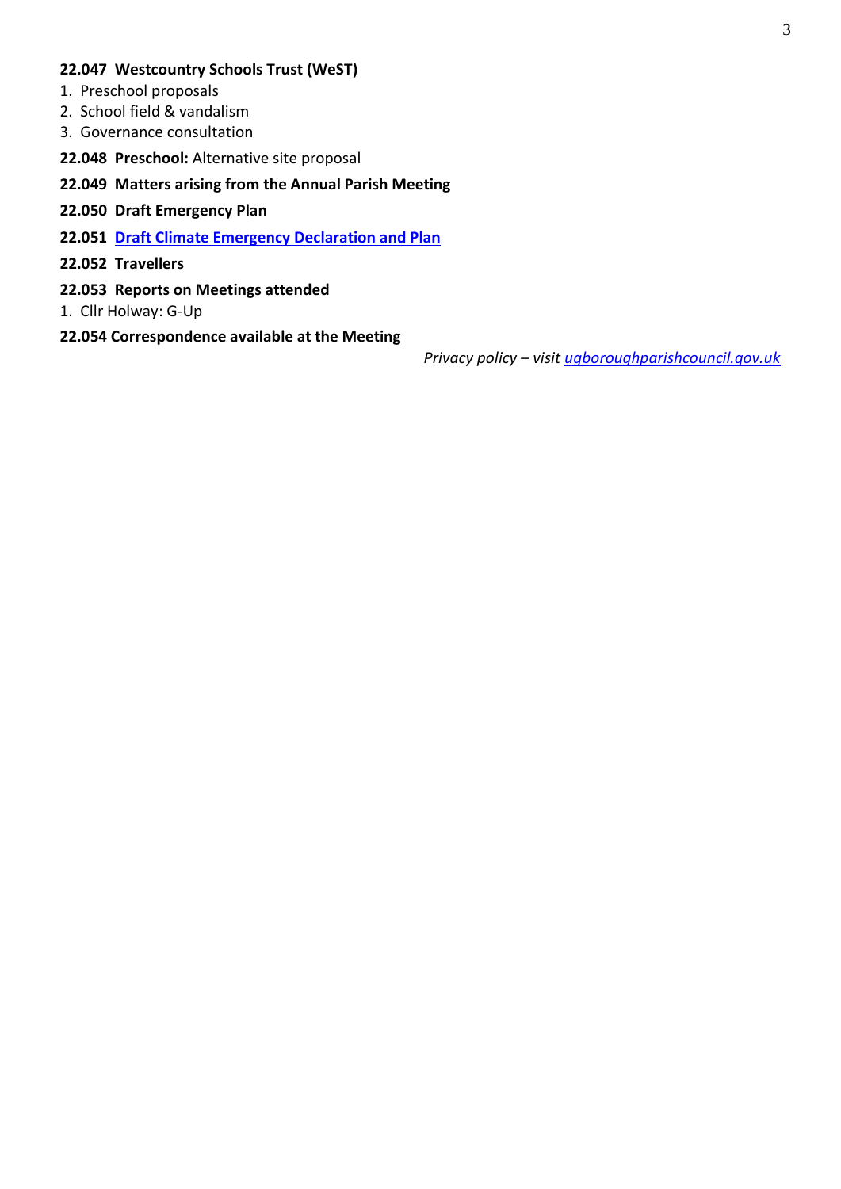**22.047 Westcountry Schools Trust (WeST)**

1. Preschool proposals
2. School field & vandalism
3. Governance consultation

**22.048 Preschool:** Alternative site proposal

**22.049 Matters arising from the Annual Parish Meeting**

**22.050 Draft Emergency Plan**

**22.051 Draft Climate Emergency Declaration and Plan**

**22.052 Travellers**

**22.053 Reports on Meetings attended**

1. Cllr Holway: G-Up

**22.054 Correspondence available at the Meeting**

*Privacy policy – visit ugboroughparishcouncil.gov.uk*